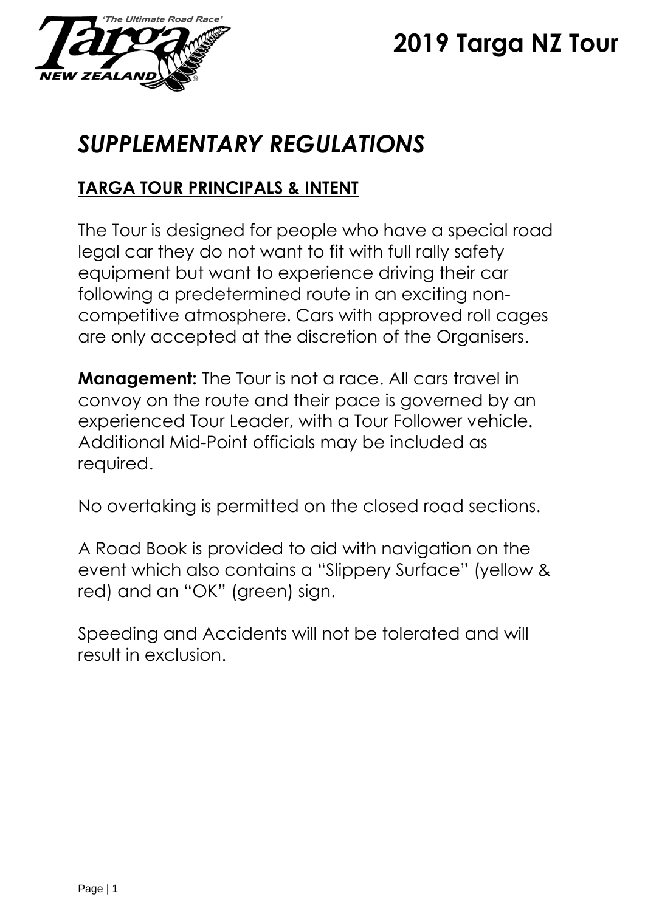# 2019 Targa NZ Tour

## *SUPPLEMENTARY REGULATIONS*

### TARGA TOUR PRINCIPALS & INTENT

The Tour is designed for people who have a special road legal car they do not want to fit with full rally safety equipment but want to experience driving their car following a predetermined route in an exciting non-competitive atmosphere. Cars with approved roll cages are only accepted at the discretion of the Organisers.

**Management:** The Tour is not a race. All cars travel in convoy on the route and their pace is governed by an experienced Tour Leader, with a Tour Follower vehicle. Additional Mid-Point officials may be included as required.

No overtaking is permitted on the closed road sections.

A Road Book is provided to aid with navigation on the event which also contains a "Slippery Surface" (yellow & red) and an "OK" (green) sign.

Speeding and Accidents will not be tolerated and will result in exclusion.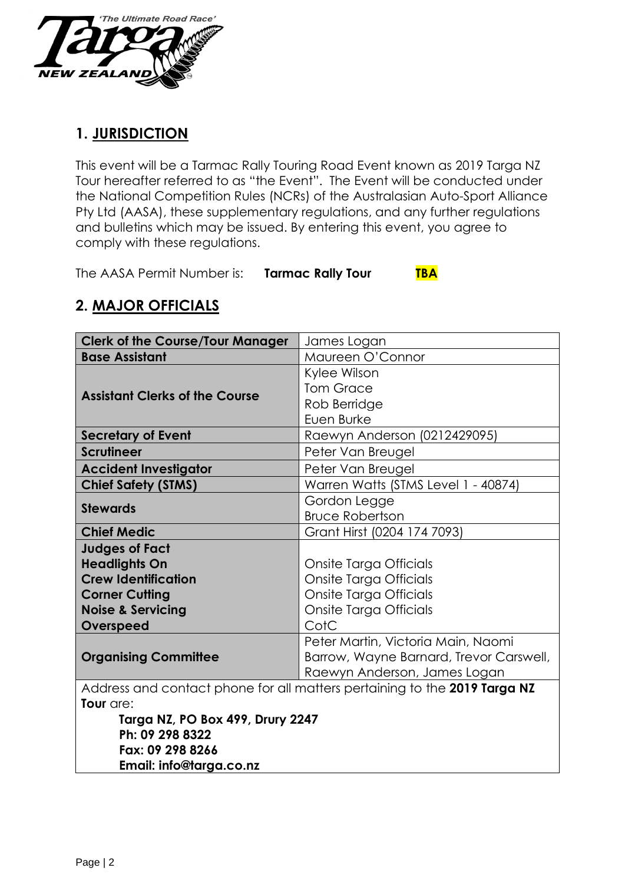## 1. JURISDICTION

This event will be a Tarmac Rally Touring Road Event known as 2019 Targa NZ Tour hereafter referred to as "the Event". The Event will be conducted under the National Competition Rules (NCRs) of the Australasian Auto-Sport Alliance Pty Ltd (AASA), these supplementary regulations, and any further regulations and bulletins which may be issued. By entering this event, you agree to comply with these regulations.

The AASA Permit Number is: **Tarmac Rally Tour** **TBA**

## 2. MAJOR OFFICIALS

| | |
|---|---|
| **Clerk of the Course/Tour Manager** | James Logan |
| **Base Assistant** | Maureen O'Connor |
| **Assistant Clerks of the Course** | Kylee Wilson<br>Tom Grace<br>Rob Berridge<br>Euen Burke |
| **Secretary of Event** | Raewyn Anderson (0212429095) |
| **Scrutineer** | Peter Van Breugel |
| **Accident Investigator** | Peter Van Breugel |
| **Chief Safety (STMS)** | Warren Watts (STMS Level 1 - 40874) |
| **Stewards** | Gordon Legge<br>Bruce Robertson |
| **Chief Medic** | Grant Hirst (0204 174 7093) |
| **Judges of Fact**<br>**Headlights On**<br>**Crew Identification**<br>**Corner Cutting**<br>**Noise & Servicing**<br>**Overspeed** | <br>Onsite Targa Officials<br>Onsite Targa Officials<br>Onsite Targa Officials<br>Onsite Targa Officials<br>CotC |
| **Organising Committee** | Peter Martin, Victoria Main, Naomi Barrow, Wayne Barnard, Trevor Carswell, Raewyn Anderson, James Logan |
| Address and contact phone for all matters pertaining to the **2019 Targa NZ Tour** are:<br>**Targa NZ, PO Box 499, Drury 2247**<br>**Ph: 09 298 8322**<br>**Fax: 09 298 8266**<br>**Email: info@targa.co.nz** | |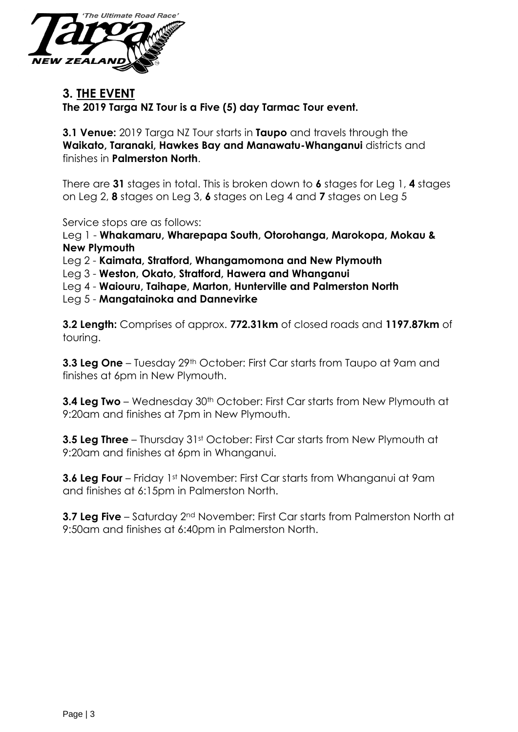## 3. THE EVENT

**The 2019 Targa NZ Tour is a Five (5) day Tarmac Tour event.**

**3.1 Venue:** 2019 Targa NZ Tour starts in **Taupo** and travels through the **Waikato, Taranaki, Hawkes Bay and Manawatu-Whanganui** districts and finishes in **Palmerston North**.

There are **31** stages in total. This is broken down to **6** stages for Leg 1, **4** stages on Leg 2, **8** stages on Leg 3, **6** stages on Leg 4 and **7** stages on Leg 5

Service stops are as follows:

Leg 1 - **Whakamaru, Wharepapa South, Otorohanga, Marokopa, Mokau & New Plymouth**
Leg 2 - **Kaimata, Stratford, Whangamomona and New Plymouth**
Leg 3 - **Weston, Okato, Stratford, Hawera and Whanganui**
Leg 4 - **Waiouru, Taihape, Marton, Hunterville and Palmerston North**
Leg 5 - **Mangatainoka and Dannevirke**

**3.2 Length:** Comprises of approx. **772.31km** of closed roads and **1197.87km** of touring.

**3.3 Leg One** – Tuesday 29th October: First Car starts from Taupo at 9am and finishes at 6pm in New Plymouth.

**3.4 Leg Two** – Wednesday 30th October: First Car starts from New Plymouth at 9:20am and finishes at 7pm in New Plymouth.

**3.5 Leg Three** – Thursday 31st October: First Car starts from New Plymouth at 9:20am and finishes at 6pm in Whanganui.

**3.6 Leg Four** – Friday 1st November: First Car starts from Whanganui at 9am and finishes at 6:15pm in Palmerston North.

**3.7 Leg Five** – Saturday 2nd November: First Car starts from Palmerston North at 9:50am and finishes at 6:40pm in Palmerston North.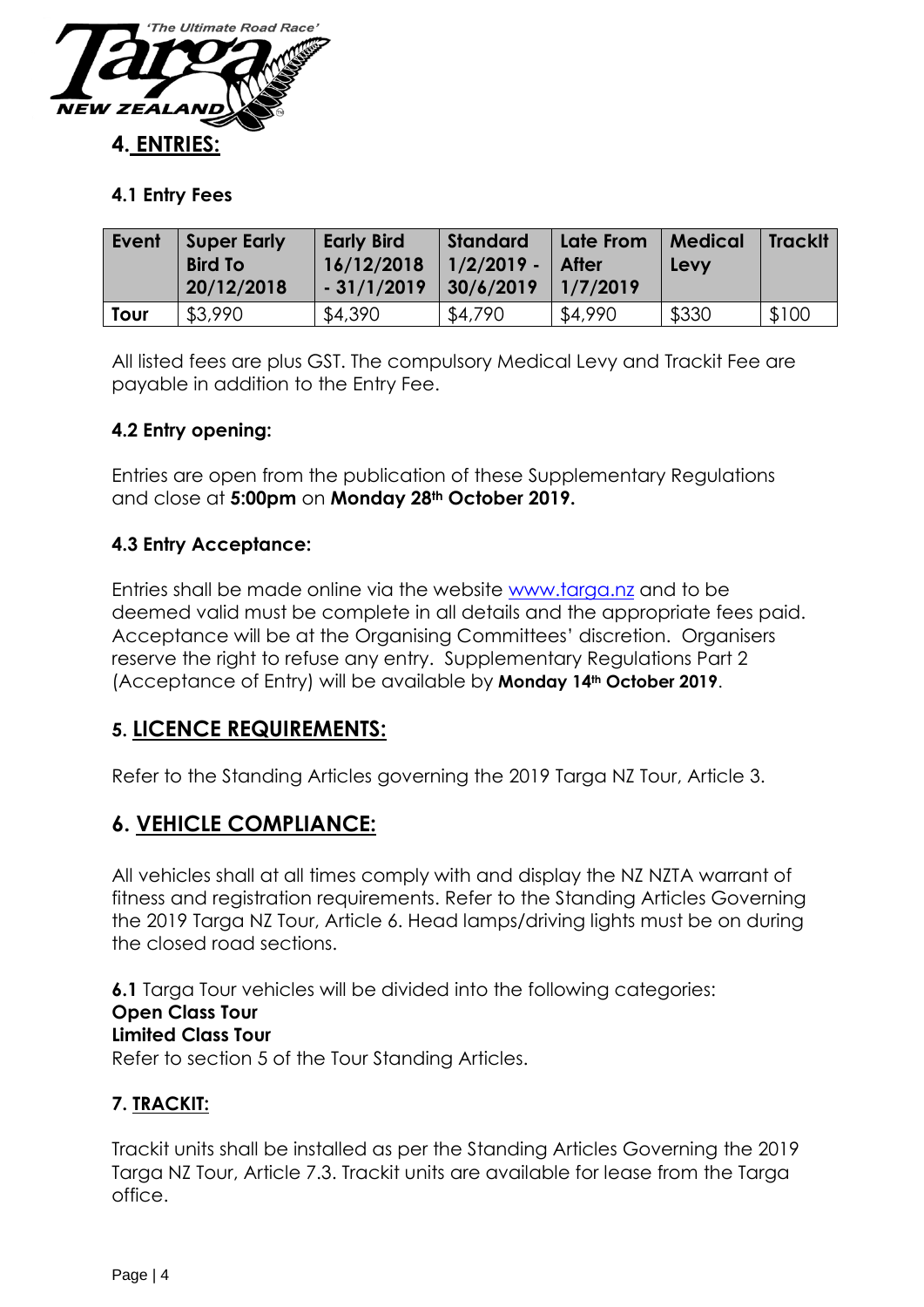## 4. ENTRIES:

### 4.1 Entry Fees

| Event | Super Early Bird To 20/12/2018 | Early Bird 16/12/2018 - 31/1/2019 | Standard 1/2/2019 - 30/6/2019 | Late From After 1/7/2019 | Medical Levy | TrackIt |
|---|---|---|---|---|---|---|
| **Tour** | $3,990 | $4,390 | $4,790 | $4,990 | $330 | $100 |

All listed fees are plus GST. The compulsory Medical Levy and Trackit Fee are payable in addition to the Entry Fee.

### 4.2 Entry opening:

Entries are open from the publication of these Supplementary Regulations and close at **5:00pm** on **Monday 28th October 2019.**

### 4.3 Entry Acceptance:

Entries shall be made online via the website www.targa.nz and to be deemed valid must be complete in all details and the appropriate fees paid. Acceptance will be at the Organising Committees' discretion. Organisers reserve the right to refuse any entry. Supplementary Regulations Part 2 (Acceptance of Entry) will be available by **Monday 14th October 2019**.

## 5. LICENCE REQUIREMENTS:

Refer to the Standing Articles governing the 2019 Targa NZ Tour, Article 3.

## 6. VEHICLE COMPLIANCE:

All vehicles shall at all times comply with and display the NZ NZTA warrant of fitness and registration requirements. Refer to the Standing Articles Governing the 2019 Targa NZ Tour, Article 6. Head lamps/driving lights must be on during the closed road sections.

**6.1** Targa Tour vehicles will be divided into the following categories:
**Open Class Tour**
**Limited Class Tour**
Refer to section 5 of the Tour Standing Articles.

### 7. TRACKIT:

Trackit units shall be installed as per the Standing Articles Governing the 2019 Targa NZ Tour, Article 7.3. Trackit units are available for lease from the Targa office.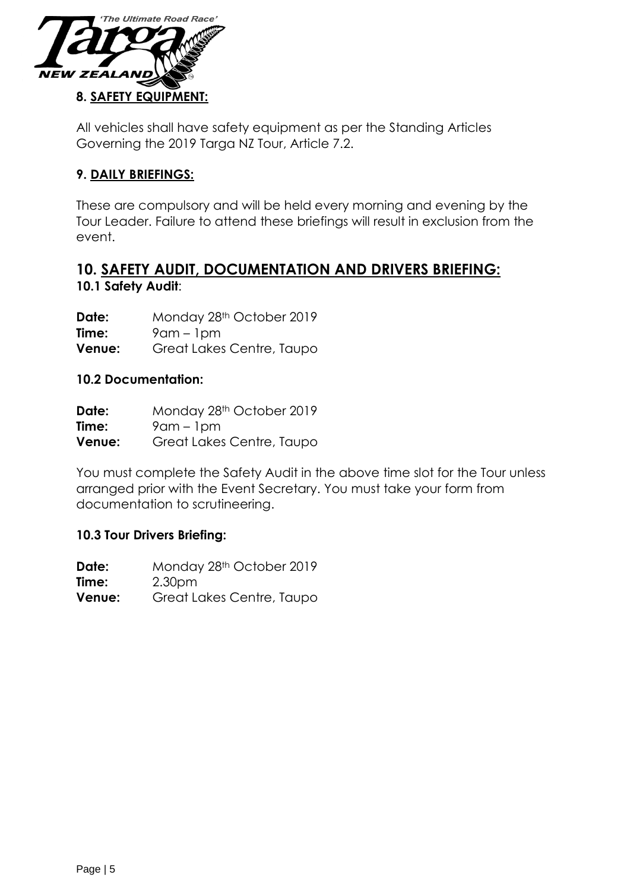## 8. SAFETY EQUIPMENT:

All vehicles shall have safety equipment as per the Standing Articles Governing the 2019 Targa NZ Tour, Article 7.2.

## 9. DAILY BRIEFINGS:

These are compulsory and will be held every morning and evening by the Tour Leader. Failure to attend these briefings will result in exclusion from the event.

# 10. SAFETY AUDIT, DOCUMENTATION AND DRIVERS BRIEFING:

### 10.1 Safety Audit:

**Date:** Monday 28th October 2019
**Time:** 9am – 1pm
**Venue:** Great Lakes Centre, Taupo

### 10.2 Documentation:

**Date:** Monday 28th October 2019
**Time:** 9am – 1pm
**Venue:** Great Lakes Centre, Taupo

You must complete the Safety Audit in the above time slot for the Tour unless arranged prior with the Event Secretary. You must take your form from documentation to scrutineering.

### 10.3 Tour Drivers Briefing:

**Date:** Monday 28th October 2019
**Time:** 2.30pm
**Venue:** Great Lakes Centre, Taupo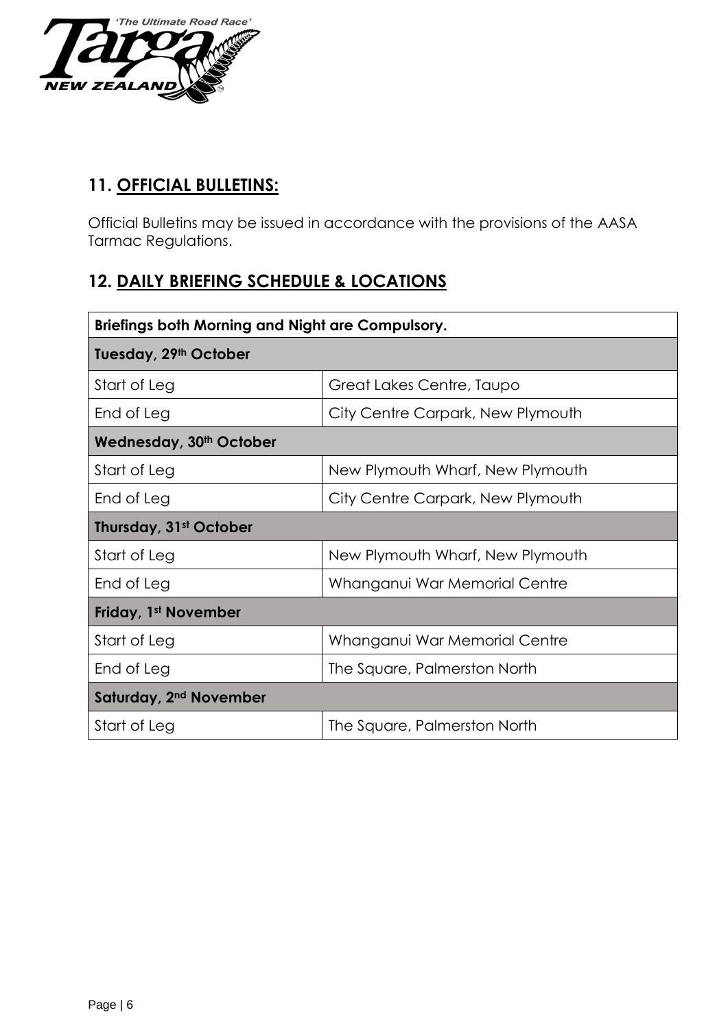## 11. OFFICIAL BULLETINS:

Official Bulletins may be issued in accordance with the provisions of the AASA Tarmac Regulations.

## 12. DAILY BRIEFING SCHEDULE & LOCATIONS

| **Briefings both Morning and Night are Compulsory.** | |
|---|---|
| **Tuesday, 29th October** | |
| Start of Leg | Great Lakes Centre, Taupo |
| End of Leg | City Centre Carpark, New Plymouth |
| **Wednesday, 30th October** | |
| Start of Leg | New Plymouth Wharf, New Plymouth |
| End of Leg | City Centre Carpark, New Plymouth |
| **Thursday, 31st October** | |
| Start of Leg | New Plymouth Wharf, New Plymouth |
| End of Leg | Whanganui War Memorial Centre |
| **Friday, 1st November** | |
| Start of Leg | Whanganui War Memorial Centre |
| End of Leg | The Square, Palmerston North |
| **Saturday, 2nd November** | |
| Start of Leg | The Square, Palmerston North |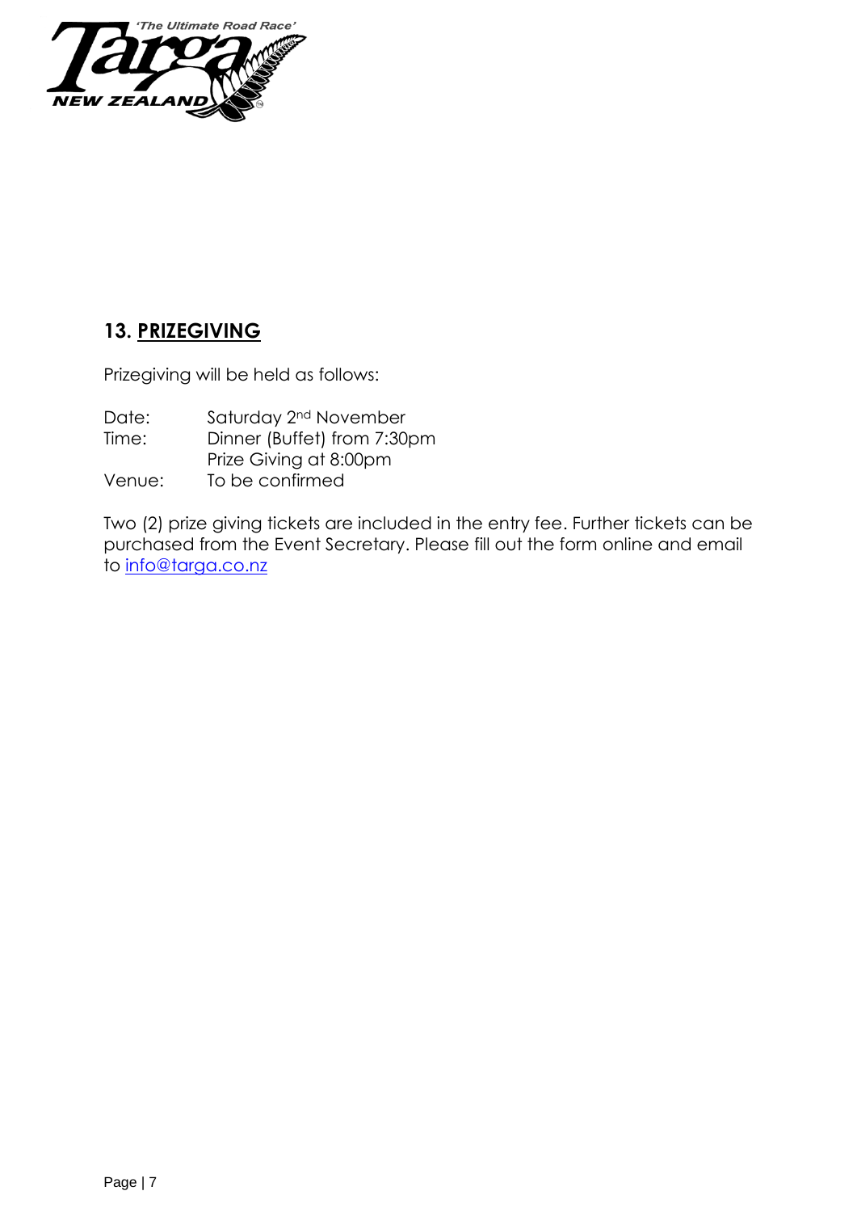## 13. PRIZEGIVING

Prizegiving will be held as follows:

| | |
|---|---|
| Date: | Saturday 2nd November |
| Time: | Dinner (Buffet) from 7:30pm<br>Prize Giving at 8:00pm |
| Venue: | To be confirmed |

Two (2) prize giving tickets are included in the entry fee. Further tickets can be purchased from the Event Secretary. Please fill out the form online and email to info@targa.co.nz